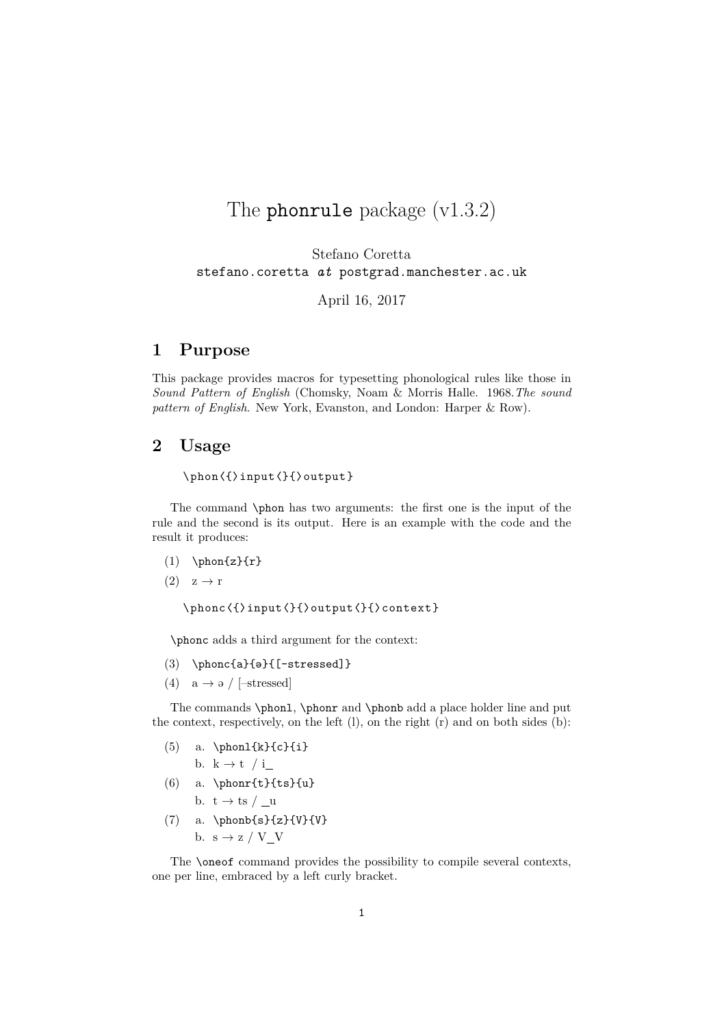# The `phonrule` package (v1.3.2)

Stefano Coretta
`stefano.coretta` *at* `postgrad.manchester.ac.uk`

April 16, 2017

## 1 Purpose

This package provides macros for typesetting phonological rules like those in *Sound Pattern of English* (Chomsky, Noam & Morris Halle. 1968. *The sound pattern of English*. New York, Evanston, and London: Harper & Row).

## 2 Usage

```
\phon⟨{⟩input⟨}{⟩output}
```

The command `\phon` has two arguments: the first one is the input of the rule and the second is its output. Here is an example with the code and the result it produces:

(1) `\phon{z}{r}`

(2) z → r

```
\phonc⟨{⟩input⟨}{⟩output⟨}{⟩context}
```

`\phonc` adds a third argument for the context:

(3) `\phonc{a}{ə}{[-stressed]}`

(4) a → ə / [–stressed]

The commands `\phonl`, `\phonr` and `\phonb` add a place holder line and put the context, respectively, on the left (l), on the right (r) and on both sides (b):

(5) a. `\phonl{k}{c}{i}`
 b. k → t / i\_

(6) a. `\phonr{t}{ts}{u}`
 b. t → ts / \_u

(7) a. `\phonb{s}{z}{V}{V}`
 b. s → z / V\_V

The `\oneof` command provides the possibility to compile several contexts, one per line, embraced by a left curly bracket.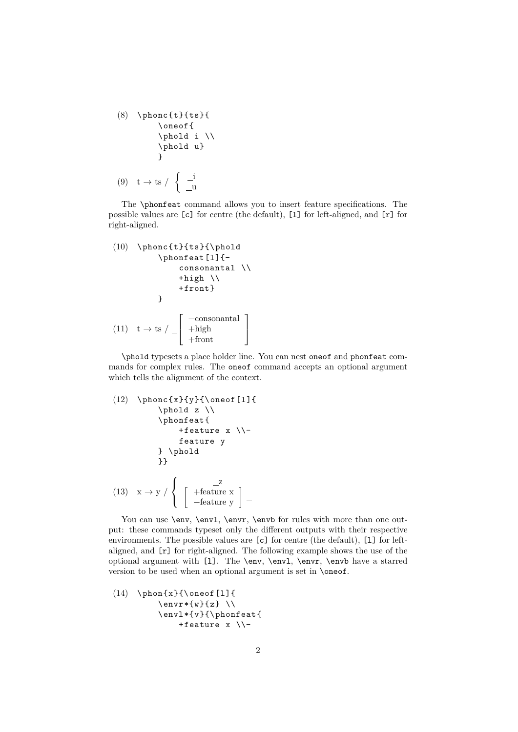(8)
```
\phonc{t}{ts}{
    \oneof{
    \phold i \\
    \phold u}
    }
```

(9) t → ts / $\left\{ \begin{array}{l} \_\text{i} \\ \_\text{u} \end{array} \right.$

The `\phonfeat` command allows you to insert feature specifications. The possible values are `[c]` for centre (the default), `[l]` for left-aligned, and `[r]` for right-aligned.

(10)
```
\phonc{t}{ts}{\phold
    \phonfeat[l]{-
        consonantal \\
        +high \\
        +front}
    }
```

(11) t → ts / \_ $\left[ \begin{array}{l} -\text{consonantal} \\ +\text{high} \\ +\text{front} \end{array} \right]$

`\phold` typesets a place holder line. You can nest `oneof` and `phonfeat` commands for complex rules. The `oneof` command accepts an optional argument which tells the alignment of the context.

(12)
```
\phonc{x}{y}{\oneof[l]{
    \phold z \\
    \phonfeat{
        +feature x \\-
        feature y
    } \phold
    }}
```

(13) x → y / $\left\{ \begin{array}{c} \_\text{z} \\ \left[ \begin{array}{l} +\text{feature x} \\ -\text{feature y} \end{array} \right] \_ \end{array} \right.$

You can use `\env`, `\envl`, `\envr`, `\envb` for rules with more than one output: these commands typeset only the different outputs with their respective environments. The possible values are `[c]` for centre (the default), `[l]` for left-aligned, and `[r]` for right-aligned. The following example shows the use of the optional argument with `[l]`. The `\env`, `\envl`, `\envr`, `\envb` have a starred version to be used when an optional argument is set in `\oneof`.

(14)
```
\phon{x}{\oneof[l]{
    \envr*{w}{z} \\
    \envl*{v}{\phonfeat{
        +feature x \\-
```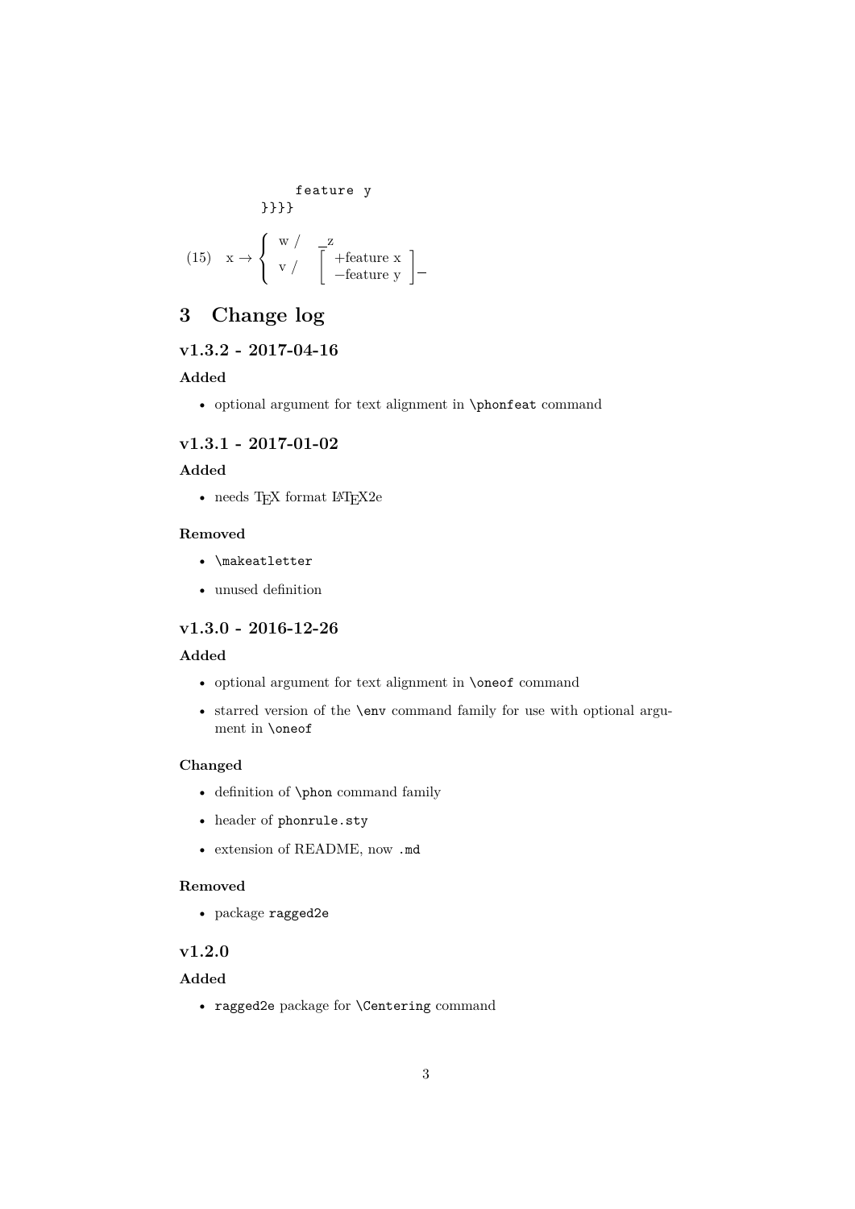```
            feature y
        }}}}
```

(15) $\text{x} \rightarrow \left\{ \begin{array}{ll} \text{w /} & \_\text{z} \\ \text{v /} & \left[ \begin{array}{l} +\text{feature x} \\ -\text{feature y} \end{array} \right] \_ \end{array} \right.$

# 3 Change log

## v1.3.2 - 2017-04-16

### Added

- optional argument for text alignment in `\phonfeat` command

## v1.3.1 - 2017-01-02

### Added

- needs TEX format LATEX2e

### Removed

- `\makeatletter`
- unused definition

## v1.3.0 - 2016-12-26

### Added

- optional argument for text alignment in `\oneof` command
- starred version of the `\env` command family for use with optional argument in `\oneof`

### Changed

- definition of `\phon` command family
- header of `phonrule.sty`
- extension of README, now `.md`

### Removed

- package `ragged2e`

## v1.2.0

### Added

- `ragged2e` package for `\Centering` command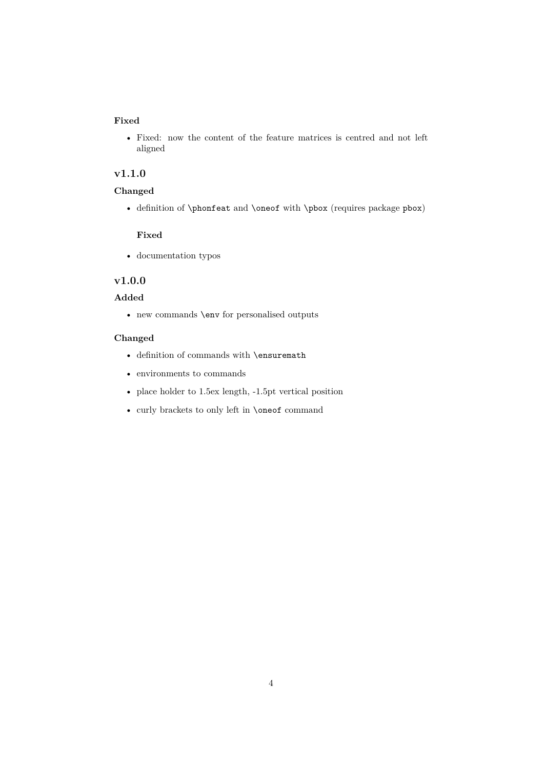### Fixed

- Fixed: now the content of the feature matrices is centred and not left aligned

## v1.1.0

### Changed

- definition of `\phonfeat` and `\oneof` with `\pbox` (requires package `pbox`)

### Fixed

- documentation typos

## v1.0.0

### Added

- new commands `\env` for personalised outputs

### Changed

- definition of commands with `\ensuremath`
- environments to commands
- place holder to 1.5ex length, -1.5pt vertical position
- curly brackets to only left in `\oneof` command